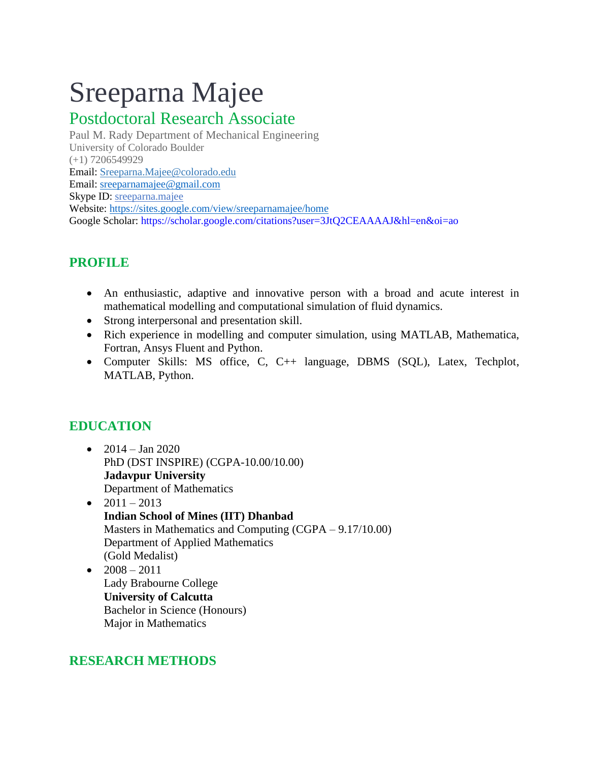# Sreeparna Majee

## Postdoctoral Research Associate

Paul M. Rady Department of Mechanical Engineering
University of Colorado Boulder
(+1) 7206549929
Email: Sreeparna.Majee@colorado.edu
Email: sreeparnamajee@gmail.com
Skype ID: sreeparna.majee
Website: https://sites.google.com/view/sreeparnamajee/home
Google Scholar: https://scholar.google.com/citations?user=3JtQ2CEAAAAJ&hl=en&oi=ao

## PROFILE

- An enthusiastic, adaptive and innovative person with a broad and acute interest in mathematical modelling and computational simulation of fluid dynamics.
- Strong interpersonal and presentation skill.
- Rich experience in modelling and computer simulation, using MATLAB, Mathematica, Fortran, Ansys Fluent and Python.
- Computer Skills: MS office, C, C++ language, DBMS (SQL), Latex, Techplot, MATLAB, Python.

## EDUCATION

- 2014 – Jan 2020
  PhD (DST INSPIRE) (CGPA-10.00/10.00)
  **Jadavpur University**
  Department of Mathematics
- 2011 – 2013
  **Indian School of Mines (IIT) Dhanbad**
  Masters in Mathematics and Computing (CGPA – 9.17/10.00)
  Department of Applied Mathematics
  (Gold Medalist)
- 2008 – 2011
  Lady Brabourne College
  **University of Calcutta**
  Bachelor in Science (Honours)
  Major in Mathematics

## RESEARCH METHODS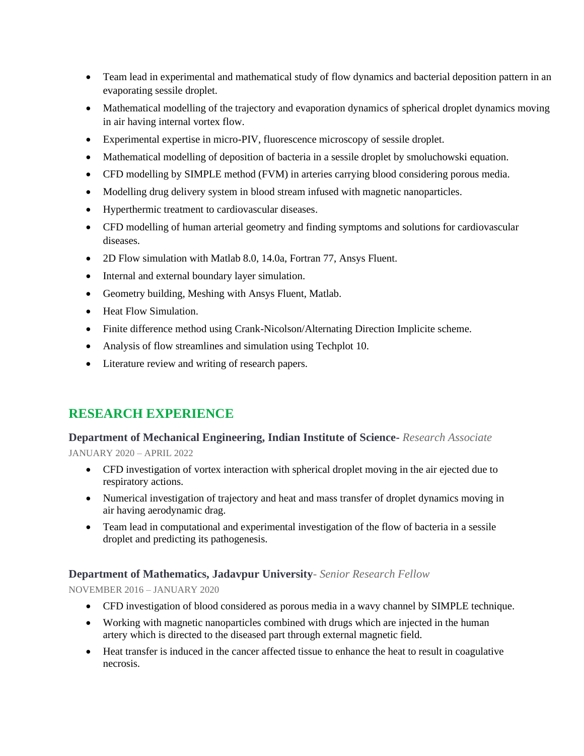- Team lead in experimental and mathematical study of flow dynamics and bacterial deposition pattern in an evaporating sessile droplet.
- Mathematical modelling of the trajectory and evaporation dynamics of spherical droplet dynamics moving in air having internal vortex flow.
- Experimental expertise in micro-PIV, fluorescence microscopy of sessile droplet.
- Mathematical modelling of deposition of bacteria in a sessile droplet by smoluchowski equation.
- CFD modelling by SIMPLE method (FVM) in arteries carrying blood considering porous media.
- Modelling drug delivery system in blood stream infused with magnetic nanoparticles.
- Hyperthermic treatment to cardiovascular diseases.
- CFD modelling of human arterial geometry and finding symptoms and solutions for cardiovascular diseases.
- 2D Flow simulation with Matlab 8.0, 14.0a, Fortran 77, Ansys Fluent.
- Internal and external boundary layer simulation.
- Geometry building, Meshing with Ansys Fluent, Matlab.
- Heat Flow Simulation.
- Finite difference method using Crank-Nicolson/Alternating Direction Implicite scheme.
- Analysis of flow streamlines and simulation using Techplot 10.
- Literature review and writing of research papers.

## RESEARCH EXPERIENCE

### **Department of Mechanical Engineering, Indian Institute of Science-** *Research Associate*

JANUARY 2020 – APRIL 2022

- CFD investigation of vortex interaction with spherical droplet moving in the air ejected due to respiratory actions.
- Numerical investigation of trajectory and heat and mass transfer of droplet dynamics moving in air having aerodynamic drag.
- Team lead in computational and experimental investigation of the flow of bacteria in a sessile droplet and predicting its pathogenesis.

### **Department of Mathematics, Jadavpur University**- *Senior Research Fellow*

NOVEMBER 2016 – JANUARY 2020

- CFD investigation of blood considered as porous media in a wavy channel by SIMPLE technique.
- Working with magnetic nanoparticles combined with drugs which are injected in the human artery which is directed to the diseased part through external magnetic field.
- Heat transfer is induced in the cancer affected tissue to enhance the heat to result in coagulative necrosis.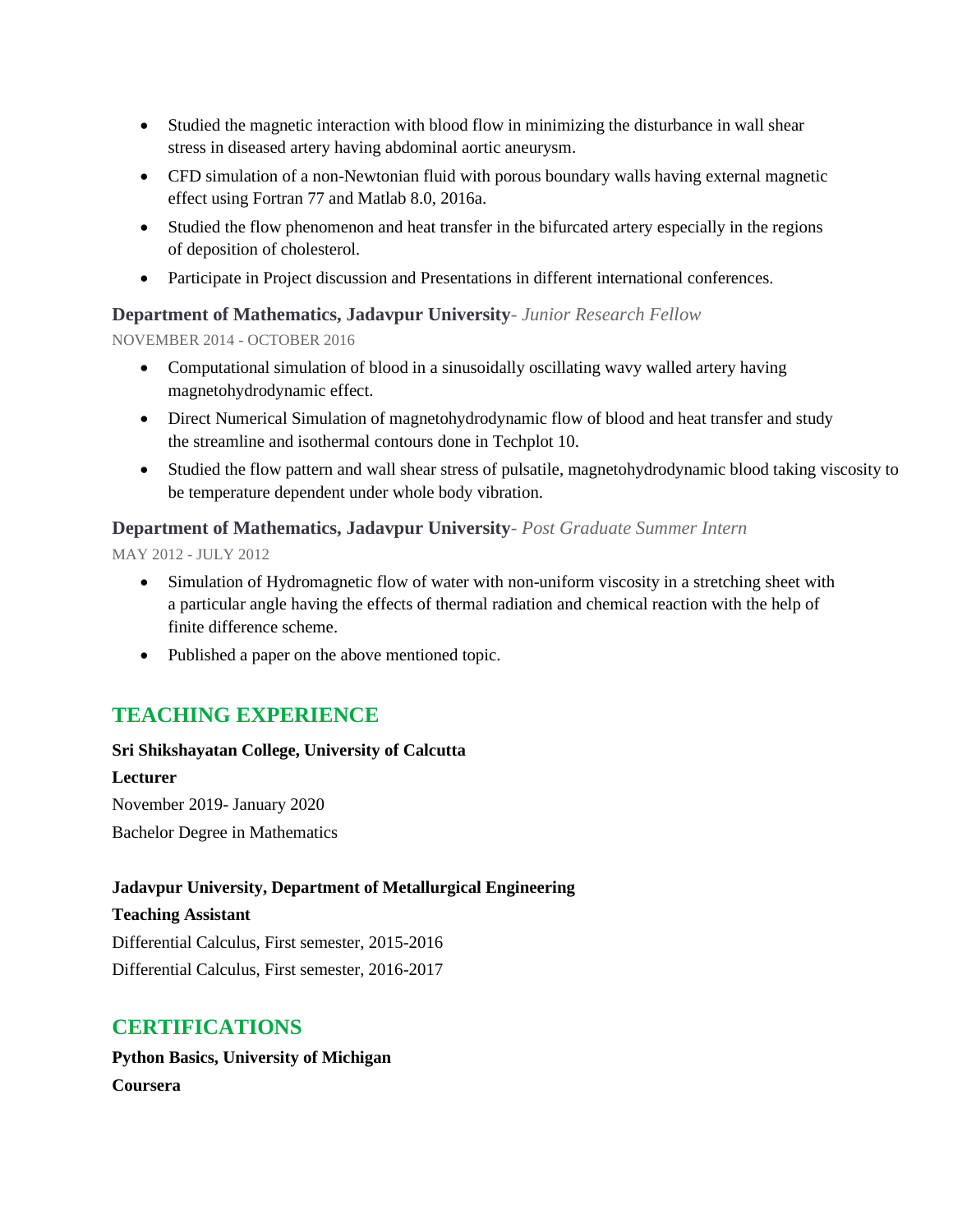- Studied the magnetic interaction with blood flow in minimizing the disturbance in wall shear stress in diseased artery having abdominal aortic aneurysm.
- CFD simulation of a non-Newtonian fluid with porous boundary walls having external magnetic effect using Fortran 77 and Matlab 8.0, 2016a.
- Studied the flow phenomenon and heat transfer in the bifurcated artery especially in the regions of deposition of cholesterol.
- Participate in Project discussion and Presentations in different international conferences.

**Department of Mathematics, Jadavpur University**- *Junior Research Fellow*

NOVEMBER 2014 - OCTOBER 2016

- Computational simulation of blood in a sinusoidally oscillating wavy walled artery having magnetohydrodynamic effect.
- Direct Numerical Simulation of magnetohydrodynamic flow of blood and heat transfer and study the streamline and isothermal contours done in Techplot 10.
- Studied the flow pattern and wall shear stress of pulsatile, magnetohydrodynamic blood taking viscosity to be temperature dependent under whole body vibration.

**Department of Mathematics, Jadavpur University**- *Post Graduate Summer Intern*

MAY 2012 - JULY 2012

- Simulation of Hydromagnetic flow of water with non-uniform viscosity in a stretching sheet with a particular angle having the effects of thermal radiation and chemical reaction with the help of finite difference scheme.
- Published a paper on the above mentioned topic.

## TEACHING EXPERIENCE

**Sri Shikshayatan College, University of Calcutta**

**Lecturer**

November 2019- January 2020

Bachelor Degree in Mathematics

**Jadavpur University, Department of Metallurgical Engineering**

**Teaching Assistant**

Differential Calculus, First semester, 2015-2016

Differential Calculus, First semester, 2016-2017

## CERTIFICATIONS

**Python Basics, University of Michigan**

**Coursera**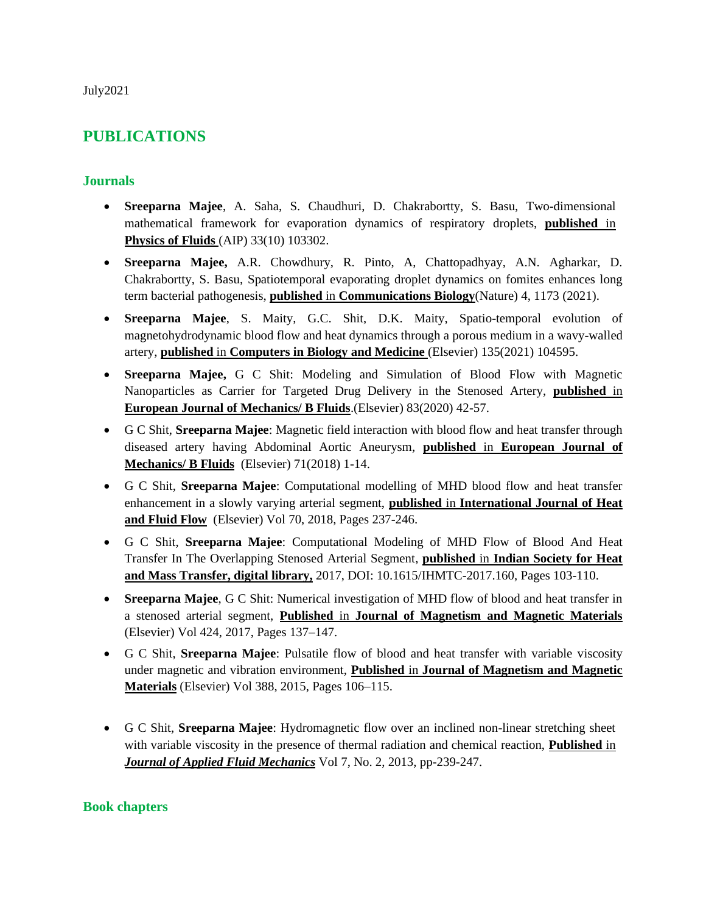July2021

## PUBLICATIONS

### Journals

- **Sreeparna Majee**, A. Saha, S. Chaudhuri, D. Chakrabortty, S. Basu, Two-dimensional mathematical framework for evaporation dynamics of respiratory droplets, **published in Physics of Fluids** (AIP) 33(10) 103302.
- **Sreeparna Majee,** A.R. Chowdhury, R. Pinto, A, Chattopadhyay, A.N. Agharkar, D. Chakrabortty, S. Basu, Spatiotemporal evaporating droplet dynamics on fomites enhances long term bacterial pathogenesis, **published in Communications Biology**(Nature) 4, 1173 (2021).
- **Sreeparna Majee**, S. Maity, G.C. Shit, D.K. Maity, Spatio-temporal evolution of magnetohydrodynamic blood flow and heat dynamics through a porous medium in a wavy-walled artery, **published in Computers in Biology and Medicine** (Elsevier) 135(2021) 104595.
- **Sreeparna Majee,** G C Shit: Modeling and Simulation of Blood Flow with Magnetic Nanoparticles as Carrier for Targeted Drug Delivery in the Stenosed Artery, **published in European Journal of Mechanics/ B Fluids**.(Elsevier) 83(2020) 42-57.
- G C Shit, **Sreeparna Majee**: Magnetic field interaction with blood flow and heat transfer through diseased artery having Abdominal Aortic Aneurysm, **published in European Journal of Mechanics/ B Fluids** (Elsevier) 71(2018) 1-14.
- G C Shit, **Sreeparna Majee**: Computational modelling of MHD blood flow and heat transfer enhancement in a slowly varying arterial segment, **published in International Journal of Heat and Fluid Flow** (Elsevier) Vol 70, 2018, Pages 237-246.
- G C Shit, **Sreeparna Majee**: Computational Modeling of MHD Flow of Blood And Heat Transfer In The Overlapping Stenosed Arterial Segment, **published in Indian Society for Heat and Mass Transfer, digital library,** 2017, DOI: 10.1615/IHMTC-2017.160, Pages 103-110.
- **Sreeparna Majee**, G C Shit: Numerical investigation of MHD flow of blood and heat transfer in a stenosed arterial segment, **Published in Journal of Magnetism and Magnetic Materials** (Elsevier) Vol 424, 2017, Pages 137–147.
- G C Shit, **Sreeparna Majee**: Pulsatile flow of blood and heat transfer with variable viscosity under magnetic and vibration environment, **Published in Journal of Magnetism and Magnetic Materials** (Elsevier) Vol 388, 2015, Pages 106–115.
- G C Shit, **Sreeparna Majee**: Hydromagnetic flow over an inclined non-linear stretching sheet with variable viscosity in the presence of thermal radiation and chemical reaction, **Published in** ***Journal of Applied Fluid Mechanics*** Vol 7, No. 2, 2013, pp-239-247.

### Book chapters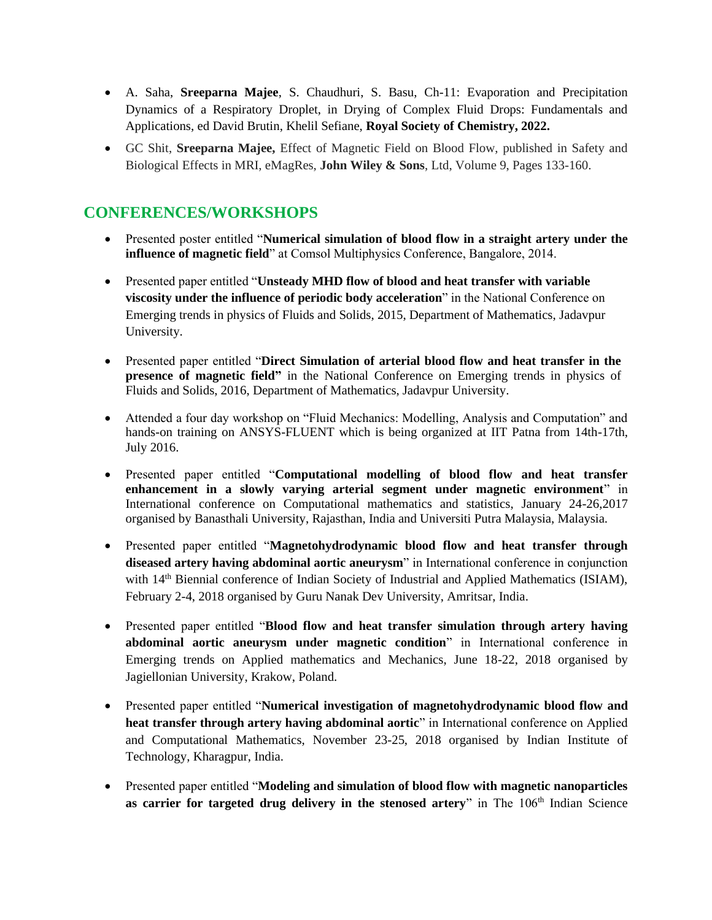- A. Saha, **Sreeparna Majee**, S. Chaudhuri, S. Basu, Ch-11: Evaporation and Precipitation Dynamics of a Respiratory Droplet, in Drying of Complex Fluid Drops: Fundamentals and Applications, ed David Brutin, Khelil Sefiane, **Royal Society of Chemistry, 2022.**
- GC Shit, **Sreeparna Majee,** Effect of Magnetic Field on Blood Flow, published in Safety and Biological Effects in MRI, eMagRes, **John Wiley & Sons**, Ltd, Volume 9, Pages 133-160.

## CONFERENCES/WORKSHOPS

- Presented poster entitled "**Numerical simulation of blood flow in a straight artery under the influence of magnetic field**" at Comsol Multiphysics Conference, Bangalore, 2014.
- Presented paper entitled "**Unsteady MHD flow of blood and heat transfer with variable viscosity under the influence of periodic body acceleration**" in the National Conference on Emerging trends in physics of Fluids and Solids, 2015, Department of Mathematics, Jadavpur University.
- Presented paper entitled "**Direct Simulation of arterial blood flow and heat transfer in the presence of magnetic field"** in the National Conference on Emerging trends in physics of Fluids and Solids, 2016, Department of Mathematics, Jadavpur University.
- Attended a four day workshop on "Fluid Mechanics: Modelling, Analysis and Computation" and hands-on training on ANSYS-FLUENT which is being organized at IIT Patna from 14th-17th, July 2016.
- Presented paper entitled "**Computational modelling of blood flow and heat transfer enhancement in a slowly varying arterial segment under magnetic environment**" in International conference on Computational mathematics and statistics, January 24-26,2017 organised by Banasthali University, Rajasthan, India and Universiti Putra Malaysia, Malaysia.
- Presented paper entitled "**Magnetohydrodynamic blood flow and heat transfer through diseased artery having abdominal aortic aneurysm**" in International conference in conjunction with 14th Biennial conference of Indian Society of Industrial and Applied Mathematics (ISIAM), February 2-4, 2018 organised by Guru Nanak Dev University, Amritsar, India.
- Presented paper entitled "**Blood flow and heat transfer simulation through artery having abdominal aortic aneurysm under magnetic condition**" in International conference in Emerging trends on Applied mathematics and Mechanics, June 18-22, 2018 organised by Jagiellonian University, Krakow, Poland.
- Presented paper entitled "**Numerical investigation of magnetohydrodynamic blood flow and heat transfer through artery having abdominal aortic**" in International conference on Applied and Computational Mathematics, November 23-25, 2018 organised by Indian Institute of Technology, Kharagpur, India.
- Presented paper entitled "**Modeling and simulation of blood flow with magnetic nanoparticles as carrier for targeted drug delivery in the stenosed artery**" in The 106th Indian Science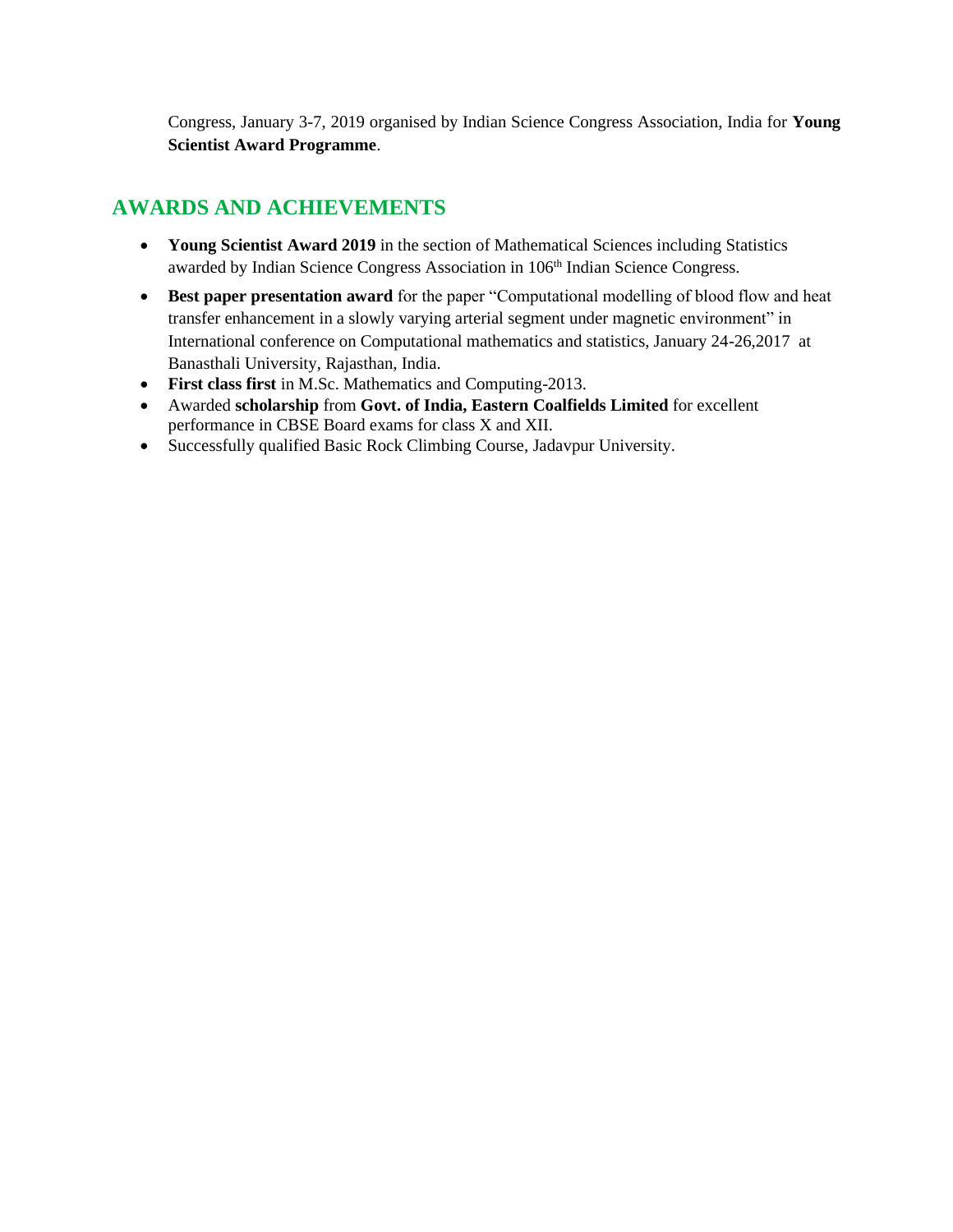Congress, January 3-7, 2019 organised by Indian Science Congress Association, India for **Young Scientist Award Programme**.

## AWARDS AND ACHIEVEMENTS

- **Young Scientist Award 2019** in the section of Mathematical Sciences including Statistics awarded by Indian Science Congress Association in 106th Indian Science Congress.
- **Best paper presentation award** for the paper "Computational modelling of blood flow and heat transfer enhancement in a slowly varying arterial segment under magnetic environment" in International conference on Computational mathematics and statistics, January 24-26,2017 at Banasthali University, Rajasthan, India.
- **First class first** in M.Sc. Mathematics and Computing-2013.
- Awarded **scholarship** from **Govt. of India, Eastern Coalfields Limited** for excellent performance in CBSE Board exams for class X and XII.
- Successfully qualified Basic Rock Climbing Course, Jadavpur University.